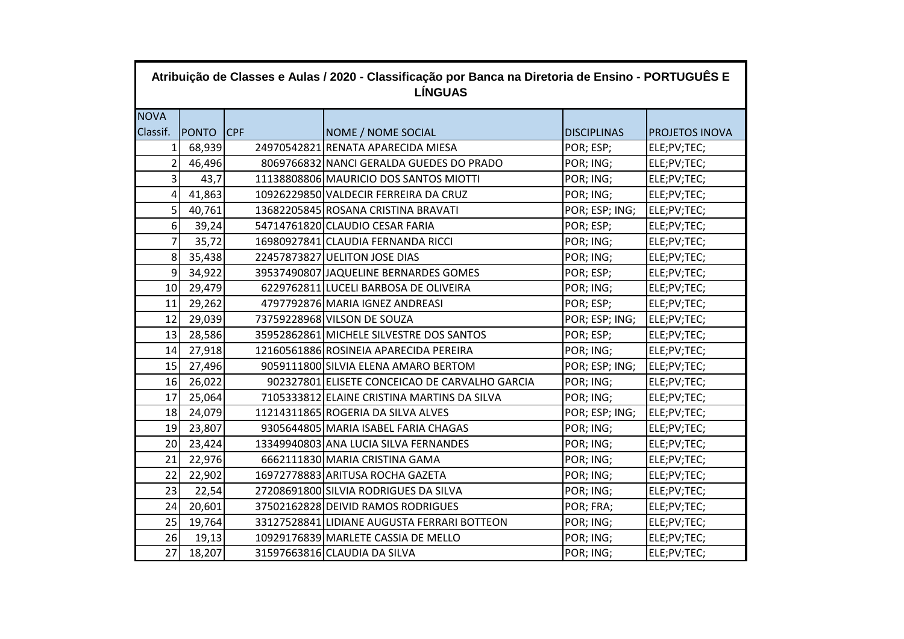**Atribuição de Classes e Aulas / 2020 - Classificação por Banca na Diretoria de Ensino - PORTUGUÊS E LÍNGUAS**

| NOVA Classif. | PONTO | CPF | NOME / NOME SOCIAL | DISCIPLINAS | PROJETOS INOVA |
|---|---|---|---|---|---|
| 1 | 68,939 | 24970542821 | RENATA APARECIDA MIESA | POR; ESP; | ELE;PV;TEC; |
| 2 | 46,496 | 8069766832 | NANCI GERALDA GUEDES DO PRADO | POR; ING; | ELE;PV;TEC; |
| 3 | 43,7 | 11138808806 | MAURICIO DOS SANTOS MIOTTI | POR; ING; | ELE;PV;TEC; |
| 4 | 41,863 | 10926229850 | VALDECIR FERREIRA DA CRUZ | POR; ING; | ELE;PV;TEC; |
| 5 | 40,761 | 13682205845 | ROSANA CRISTINA BRAVATI | POR; ESP; ING; | ELE;PV;TEC; |
| 6 | 39,24 | 54714761820 | CLAUDIO CESAR FARIA | POR; ESP; | ELE;PV;TEC; |
| 7 | 35,72 | 16980927841 | CLAUDIA FERNANDA RICCI | POR; ING; | ELE;PV;TEC; |
| 8 | 35,438 | 22457873827 | UELITON JOSE DIAS | POR; ING; | ELE;PV;TEC; |
| 9 | 34,922 | 39537490807 | JAQUELINE BERNARDES GOMES | POR; ESP; | ELE;PV;TEC; |
| 10 | 29,479 | 6229762811 | LUCELI BARBOSA DE OLIVEIRA | POR; ING; | ELE;PV;TEC; |
| 11 | 29,262 | 4797792876 | MARIA IGNEZ ANDREASI | POR; ESP; | ELE;PV;TEC; |
| 12 | 29,039 | 73759228968 | VILSON DE SOUZA | POR; ESP; ING; | ELE;PV;TEC; |
| 13 | 28,586 | 35952862861 | MICHELE SILVESTRE DOS SANTOS | POR; ESP; | ELE;PV;TEC; |
| 14 | 27,918 | 12160561886 | ROSINEIA APARECIDA PEREIRA | POR; ING; | ELE;PV;TEC; |
| 15 | 27,496 | 9059111800 | SILVIA ELENA AMARO BERTOM | POR; ESP; ING; | ELE;PV;TEC; |
| 16 | 26,022 | 902327801 | ELISETE CONCEICAO DE CARVALHO GARCIA | POR; ING; | ELE;PV;TEC; |
| 17 | 25,064 | 7105333812 | ELAINE CRISTINA MARTINS DA SILVA | POR; ING; | ELE;PV;TEC; |
| 18 | 24,079 | 11214311865 | ROGERIA DA SILVA ALVES | POR; ESP; ING; | ELE;PV;TEC; |
| 19 | 23,807 | 9305644805 | MARIA ISABEL FARIA CHAGAS | POR; ING; | ELE;PV;TEC; |
| 20 | 23,424 | 13349940803 | ANA LUCIA SILVA FERNANDES | POR; ING; | ELE;PV;TEC; |
| 21 | 22,976 | 6662111830 | MARIA CRISTINA GAMA | POR; ING; | ELE;PV;TEC; |
| 22 | 22,902 | 16972778883 | ARITUSA ROCHA GAZETA | POR; ING; | ELE;PV;TEC; |
| 23 | 22,54 | 27208691800 | SILVIA RODRIGUES DA SILVA | POR; ING; | ELE;PV;TEC; |
| 24 | 20,601 | 37502162828 | DEIVID RAMOS RODRIGUES | POR; FRA; | ELE;PV;TEC; |
| 25 | 19,764 | 33127528841 | LIDIANE AUGUSTA FERRARI BOTTEON | POR; ING; | ELE;PV;TEC; |
| 26 | 19,13 | 10929176839 | MARLETE CASSIA DE MELLO | POR; ING; | ELE;PV;TEC; |
| 27 | 18,207 | 31597663816 | CLAUDIA DA SILVA | POR; ING; | ELE;PV;TEC; |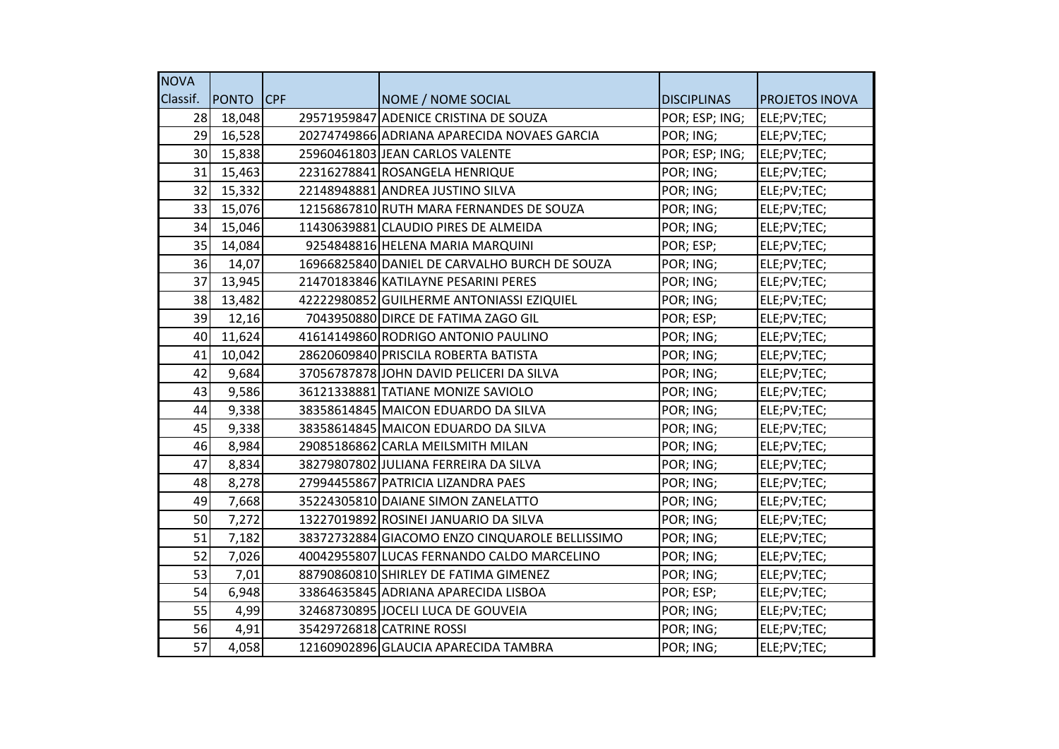| NOVA Classif. | PONTO | CPF | NOME / NOME SOCIAL | DISCIPLINAS | PROJETOS INOVA |
|---|---|---|---|---|---|
| 28 | 18,048 | 29571959847 | ADENICE CRISTINA DE SOUZA | POR; ESP; ING; | ELE;PV;TEC; |
| 29 | 16,528 | 20274749866 | ADRIANA APARECIDA NOVAES GARCIA | POR; ING; | ELE;PV;TEC; |
| 30 | 15,838 | 25960461803 | JEAN CARLOS VALENTE | POR; ESP; ING; | ELE;PV;TEC; |
| 31 | 15,463 | 22316278841 | ROSANGELA HENRIQUE | POR; ING; | ELE;PV;TEC; |
| 32 | 15,332 | 22148948881 | ANDREA JUSTINO SILVA | POR; ING; | ELE;PV;TEC; |
| 33 | 15,076 | 12156867810 | RUTH MARA FERNANDES DE SOUZA | POR; ING; | ELE;PV;TEC; |
| 34 | 15,046 | 11430639881 | CLAUDIO PIRES DE ALMEIDA | POR; ING; | ELE;PV;TEC; |
| 35 | 14,084 | 9254848816 | HELENA MARIA MARQUINI | POR; ESP; | ELE;PV;TEC; |
| 36 | 14,07 | 16966825840 | DANIEL DE CARVALHO BURCH DE SOUZA | POR; ING; | ELE;PV;TEC; |
| 37 | 13,945 | 21470183846 | KATILAYNE PESARINI PERES | POR; ING; | ELE;PV;TEC; |
| 38 | 13,482 | 42222980852 | GUILHERME ANTONIASSI EZIQUIEL | POR; ING; | ELE;PV;TEC; |
| 39 | 12,16 | 7043950880 | DIRCE DE FATIMA ZAGO GIL | POR; ESP; | ELE;PV;TEC; |
| 40 | 11,624 | 41614149860 | RODRIGO ANTONIO PAULINO | POR; ING; | ELE;PV;TEC; |
| 41 | 10,042 | 28620609840 | PRISCILA ROBERTA BATISTA | POR; ING; | ELE;PV;TEC; |
| 42 | 9,684 | 37056787878 | JOHN DAVID PELICERI DA SILVA | POR; ING; | ELE;PV;TEC; |
| 43 | 9,586 | 36121338881 | TATIANE MONIZE SAVIOLO | POR; ING; | ELE;PV;TEC; |
| 44 | 9,338 | 38358614845 | MAICON EDUARDO DA SILVA | POR; ING; | ELE;PV;TEC; |
| 45 | 9,338 | 38358614845 | MAICON EDUARDO DA SILVA | POR; ING; | ELE;PV;TEC; |
| 46 | 8,984 | 29085186862 | CARLA MEILSMITH MILAN | POR; ING; | ELE;PV;TEC; |
| 47 | 8,834 | 38279807802 | JULIANA FERREIRA DA SILVA | POR; ING; | ELE;PV;TEC; |
| 48 | 8,278 | 27994455867 | PATRICIA LIZANDRA PAES | POR; ING; | ELE;PV;TEC; |
| 49 | 7,668 | 35224305810 | DAIANE SIMON ZANELATTO | POR; ING; | ELE;PV;TEC; |
| 50 | 7,272 | 13227019892 | ROSINEI JANUARIO DA SILVA | POR; ING; | ELE;PV;TEC; |
| 51 | 7,182 | 38372732884 | GIACOMO ENZO CINQUAROLE BELLISSIMO | POR; ING; | ELE;PV;TEC; |
| 52 | 7,026 | 40042955807 | LUCAS FERNANDO CALDO MARCELINO | POR; ING; | ELE;PV;TEC; |
| 53 | 7,01 | 88790860810 | SHIRLEY DE FATIMA GIMENEZ | POR; ING; | ELE;PV;TEC; |
| 54 | 6,948 | 33864635845 | ADRIANA APARECIDA LISBOA | POR; ESP; | ELE;PV;TEC; |
| 55 | 4,99 | 32468730895 | JOCELI LUCA DE GOUVEIA | POR; ING; | ELE;PV;TEC; |
| 56 | 4,91 | 35429726818 | CATRINE ROSSI | POR; ING; | ELE;PV;TEC; |
| 57 | 4,058 | 12160902896 | GLAUCIA APARECIDA TAMBRA | POR; ING; | ELE;PV;TEC; |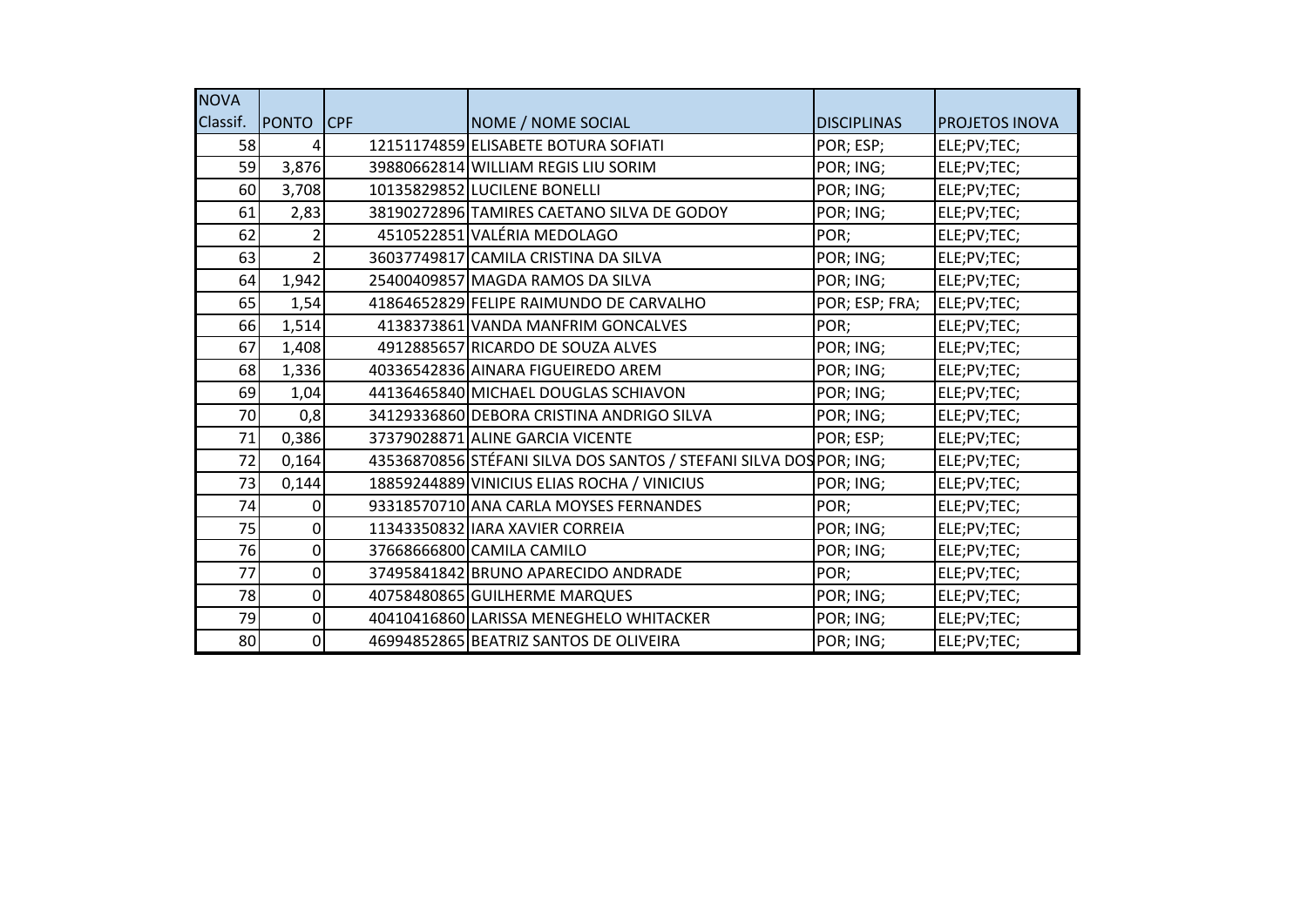| NOVA Classif. | PONTO | CPF | NOME / NOME SOCIAL | DISCIPLINAS | PROJETOS INOVA |
|---|---|---|---|---|---|
| 58 | 4 | 12151174859 | ELISABETE BOTURA SOFIATI | POR; ESP; | ELE;PV;TEC; |
| 59 | 3,876 | 39880662814 | WILLIAM REGIS LIU SORIM | POR; ING; | ELE;PV;TEC; |
| 60 | 3,708 | 10135829852 | LUCILENE BONELLI | POR; ING; | ELE;PV;TEC; |
| 61 | 2,83 | 38190272896 | TAMIRES CAETANO SILVA DE GODOY | POR; ING; | ELE;PV;TEC; |
| 62 | 2 | 4510522851 | VALÉRIA MEDOLAGO | POR; | ELE;PV;TEC; |
| 63 | 2 | 36037749817 | CAMILA CRISTINA DA SILVA | POR; ING; | ELE;PV;TEC; |
| 64 | 1,942 | 25400409857 | MAGDA RAMOS DA SILVA | POR; ING; | ELE;PV;TEC; |
| 65 | 1,54 | 41864652829 | FELIPE RAIMUNDO DE CARVALHO | POR; ESP; FRA; | ELE;PV;TEC; |
| 66 | 1,514 | 4138373861 | VANDA MANFRIM GONCALVES | POR; | ELE;PV;TEC; |
| 67 | 1,408 | 4912885657 | RICARDO DE SOUZA ALVES | POR; ING; | ELE;PV;TEC; |
| 68 | 1,336 | 40336542836 | AINARA FIGUEIREDO AREM | POR; ING; | ELE;PV;TEC; |
| 69 | 1,04 | 44136465840 | MICHAEL DOUGLAS SCHIAVON | POR; ING; | ELE;PV;TEC; |
| 70 | 0,8 | 34129336860 | DEBORA CRISTINA ANDRIGO SILVA | POR; ING; | ELE;PV;TEC; |
| 71 | 0,386 | 37379028871 | ALINE GARCIA VICENTE | POR; ESP; | ELE;PV;TEC; |
| 72 | 0,164 | 43536870856 | STÉFANI SILVA DOS SANTOS / STEFANI SILVA DOS | POR; ING; | ELE;PV;TEC; |
| 73 | 0,144 | 18859244889 | VINICIUS ELIAS ROCHA / VINICIUS | POR; ING; | ELE;PV;TEC; |
| 74 | 0 | 93318570710 | ANA CARLA MOYSES FERNANDES | POR; | ELE;PV;TEC; |
| 75 | 0 | 11343350832 | IARA XAVIER CORREIA | POR; ING; | ELE;PV;TEC; |
| 76 | 0 | 37668666800 | CAMILA CAMILO | POR; ING; | ELE;PV;TEC; |
| 77 | 0 | 37495841842 | BRUNO APARECIDO ANDRADE | POR; | ELE;PV;TEC; |
| 78 | 0 | 40758480865 | GUILHERME MARQUES | POR; ING; | ELE;PV;TEC; |
| 79 | 0 | 40410416860 | LARISSA MENEGHELO WHITACKER | POR; ING; | ELE;PV;TEC; |
| 80 | 0 | 46994852865 | BEATRIZ SANTOS DE OLIVEIRA | POR; ING; | ELE;PV;TEC; |